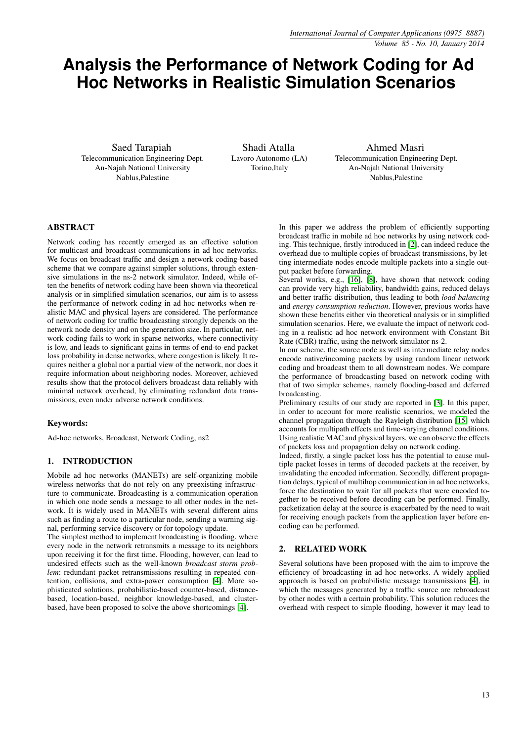# Analysis the Performance of Network Coding for Ad Hoc Networks in Realistic Simulation Scenarios

Saed Tarapiah
Telecommunication Engineering Dept.
An-Najah National University
Nablus,Palestine

Shadi Atalla
Lavoro Autonomo (LA)
Torino,Italy

Ahmed Masri
Telecommunication Engineering Dept.
An-Najah National University
Nablus,Palestine

## ABSTRACT

Network coding has recently emerged as an effective solution for multicast and broadcast communications in ad hoc networks. We focus on broadcast traffic and design a network coding-based scheme that we compare against simpler solutions, through extensive simulations in the ns-2 network simulator. Indeed, while often the benefits of network coding have been shown via theoretical analysis or in simplified simulation scenarios, our aim is to assess the performance of network coding in ad hoc networks when realistic MAC and physical layers are considered. The performance of network coding for traffic broadcasting strongly depends on the network node density and on the generation size. In particular, network coding fails to work in sparse networks, where connectivity is low, and leads to significant gains in terms of end-to-end packet loss probability in dense networks, where congestion is likely. It requires neither a global nor a partial view of the network, nor does it require information about neighboring nodes. Moreover, achieved results show that the protocol delivers broadcast data reliably with minimal network overhead, by eliminating redundant data transmissions, even under adverse network conditions.

### Keywords:

Ad-hoc networks, Broadcast, Network Coding, ns2

## 1. INTRODUCTION

Mobile ad hoc networks (MANETs) are self-organizing mobile wireless networks that do not rely on any preexisting infrastructure to communicate. Broadcasting is a communication operation in which one node sends a message to all other nodes in the network. It is widely used in MANETs with several different aims such as finding a route to a particular node, sending a warning signal, performing service discovery or for topology update.

The simplest method to implement broadcasting is flooding, where every node in the network retransmits a message to its neighbors upon receiving it for the first time. Flooding, however, can lead to undesired effects such as the well-known *broadcast storm problem*: redundant packet retransmissions resulting in repeated contention, collisions, and extra-power consumption [4]. More sophisticated solutions, probabilistic-based counter-based, distance-based, location-based, neighbor knowledge-based, and cluster-based, have been proposed to solve the above shortcomings [4].

In this paper we address the problem of efficiently supporting broadcast traffic in mobile ad hoc networks by using network coding. This technique, firstly introduced in [2], can indeed reduce the overhead due to multiple copies of broadcast transmissions, by letting intermediate nodes encode multiple packets into a single output packet before forwarding.

Several works, e.g., [16], [8], have shown that network coding can provide very high reliability, bandwidth gains, reduced delays and better traffic distribution, thus leading to both *load balancing* and *energy consumption reduction*. However, previous works have shown these benefits either via theoretical analysis or in simplified simulation scenarios. Here, we evaluate the impact of network coding in a realistic ad hoc network environment with Constant Bit Rate (CBR) traffic, using the network simulator ns-2.

In our scheme, the source node as well as intermediate relay nodes encode native/incoming packets by using random linear network coding and broadcast them to all downstream nodes. We compare the performance of broadcasting based on network coding with that of two simpler schemes, namely flooding-based and deferred broadcasting.

Preliminary results of our study are reported in [3]. In this paper, in order to account for more realistic scenarios, we modeled the channel propagation through the Rayleigh distribution [15] which accounts for multipath effects and time-varying channel conditions. Using realistic MAC and physical layers, we can observe the effects of packets loss and propagation delay on network coding.

Indeed, firstly, a single packet loss has the potential to cause multiple packet losses in terms of decoded packets at the receiver, by invalidating the encoded information. Secondly, different propagation delays, typical of multihop communication in ad hoc networks, force the destination to wait for all packets that were encoded together to be received before decoding can be performed. Finally, packetization delay at the source is exacerbated by the need to wait for receiving enough packets from the application layer before encoding can be performed.

## 2. RELATED WORK

Several solutions have been proposed with the aim to improve the efficiency of broadcasting in ad hoc networks. A widely applied approach is based on probabilistic message transmissions [4], in which the messages generated by a traffic source are rebroadcast by other nodes with a certain probability. This solution reduces the overhead with respect to simple flooding, however it may lead to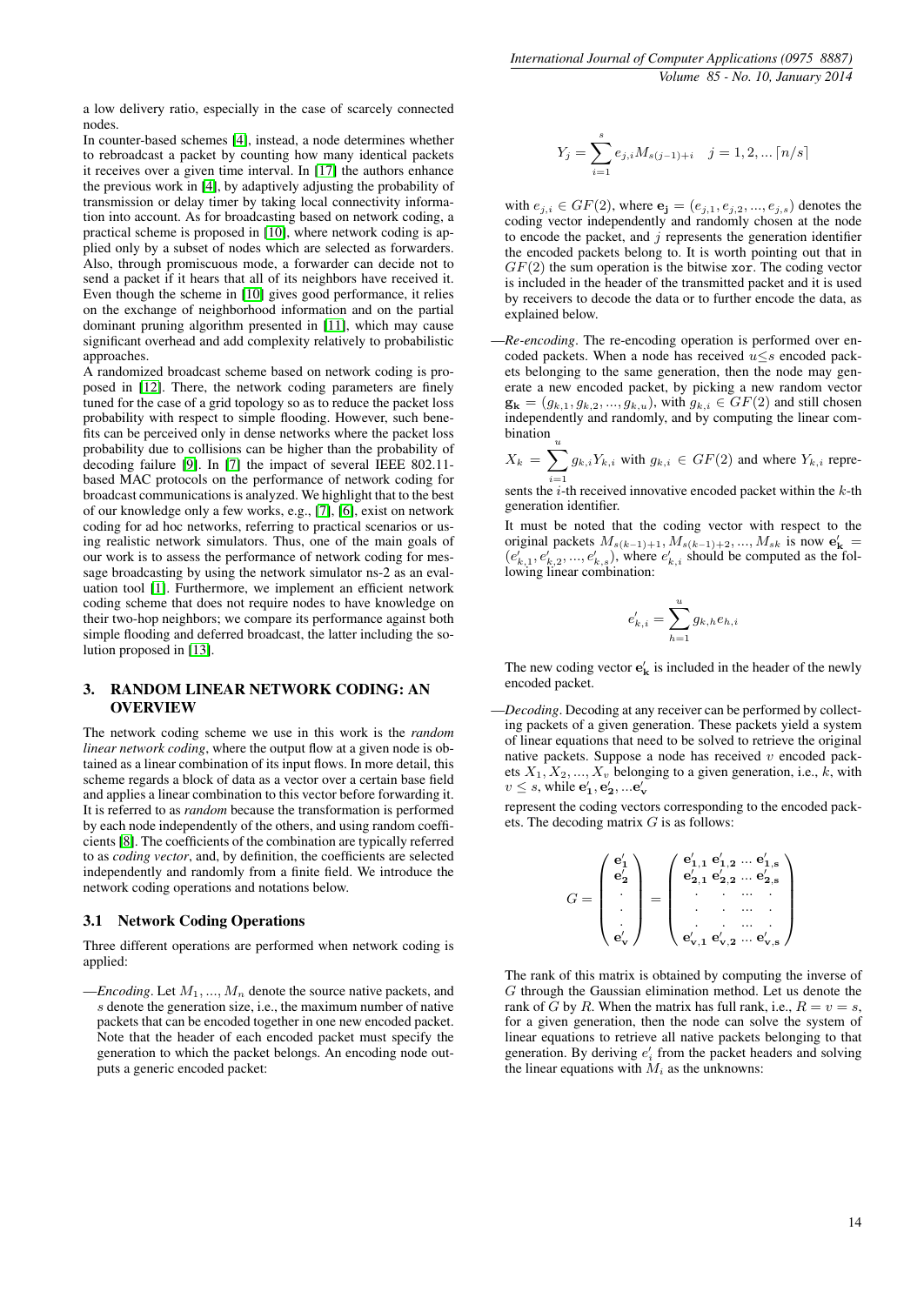a low delivery ratio, especially in the case of scarcely connected nodes.

In counter-based schemes [4], instead, a node determines whether to rebroadcast a packet by counting how many identical packets it receives over a given time interval. In [17] the authors enhance the previous work in [4], by adaptively adjusting the probability of transmission or delay timer by taking local connectivity information into account. As for broadcasting based on network coding, a practical scheme is proposed in [10], where network coding is applied only by a subset of nodes which are selected as forwarders. Also, through promiscuous mode, a forwarder can decide not to send a packet if it hears that all of its neighbors have received it. Even though the scheme in [10] gives good performance, it relies on the exchange of neighborhood information and on the partial dominant pruning algorithm presented in [11], which may cause significant overhead and add complexity relatively to probabilistic approaches.

A randomized broadcast scheme based on network coding is proposed in [12]. There, the network coding parameters are finely tuned for the case of a grid topology so as to reduce the packet loss probability with respect to simple flooding. However, such benefits can be perceived only in dense networks where the packet loss probability due to collisions can be higher than the probability of decoding failure [9]. In [7] the impact of several IEEE 802.11-based MAC protocols on the performance of network coding for broadcast communications is analyzed. We highlight that to the best of our knowledge only a few works, e.g., [7], [6], exist on network coding for ad hoc networks, referring to practical scenarios or using realistic network simulators. Thus, one of the main goals of our work is to assess the performance of network coding for message broadcasting by using the network simulator ns-2 as an evaluation tool [1]. Furthermore, we implement an efficient network coding scheme that does not require nodes to have knowledge on their two-hop neighbors; we compare its performance against both simple flooding and deferred broadcast, the latter including the solution proposed in [13].

## 3. RANDOM LINEAR NETWORK CODING: AN OVERVIEW

The network coding scheme we use in this work is the *random linear network coding*, where the output flow at a given node is obtained as a linear combination of its input flows. In more detail, this scheme regards a block of data as a vector over a certain base field and applies a linear combination to this vector before forwarding it. It is referred to as *random* because the transformation is performed by each node independently of the others, and using random coefficients [8]. The coefficients of the combination are typically referred to as *coding vector*, and, by definition, the coefficients are selected independently and randomly from a finite field. We introduce the network coding operations and notations below.

### 3.1 Network Coding Operations

Three different operations are performed when network coding is applied:

—*Encoding*. Let $M_1, ..., M_n$ denote the source native packets, and $s$ denote the generation size, i.e., the maximum number of native packets that can be encoded together in one new encoded packet. Note that the header of each encoded packet must specify the generation to which the packet belongs. An encoding node outputs a generic encoded packet:

$$Y_j = \sum_{i=1}^{s} e_{j,i} M_{s(j-1)+i} \quad j = 1, 2, ... \lceil n/s \rceil$$

with $e_{j,i} \in GF(2)$, where $\mathbf{e_j} = (e_{j,1}, e_{j,2}, ..., e_{j,s})$ denotes the coding vector independently and randomly chosen at the node to encode the packet, and $j$ represents the generation identifier the encoded packets belong to. It is worth pointing out that in $GF(2)$ the sum operation is the bitwise `xor`. The coding vector is included in the header of the transmitted packet and it is used by receivers to decode the data or to further encode the data, as explained below.

—*Re-encoding*. The re-encoding operation is performed over encoded packets. When a node has received $u \leq s$ encoded packets belonging to the same generation, then the node may generate a new encoded packet, by picking a new random vector $\mathbf{g_k} = (g_{k,1}, g_{k,2}, ..., g_{k,u})$, with $g_{k,i} \in GF(2)$ and still chosen independently and randomly, and by computing the linear combination

$X_k = \sum_{i=1}^{u} g_{k,i} Y_{k,i}$ with $g_{k,i} \in GF(2)$ and where $Y_{k,i}$ represents the $i$-th received innovative encoded packet within the $k$-th generation identifier.

It must be noted that the coding vector with respect to the original packets $M_{s(k-1)+1}, M_{s(k-1)+2}, ..., M_{sk}$ is now $\mathbf{e'_k} = (e'_{k,1}, e'_{k,2}, ..., e'_{k,s})$, where $e'_{k,i}$ should be computed as the following linear combination:

$$e'_{k,i} = \sum_{h=1}^{u} g_{k,h} e_{h,i}$$

The new coding vector $\mathbf{e'_k}$ is included in the header of the newly encoded packet.

—*Decoding*. Decoding at any receiver can be performed by collecting packets of a given generation. These packets yield a system of linear equations that need to be solved to retrieve the original native packets. Suppose a node has received $v$ encoded packets $X_1, X_2, ..., X_v$ belonging to a given generation, i.e., $k$, with $v \leq s$, while $\mathbf{e'_1}, \mathbf{e'_2}, ...\mathbf{e'_v}$ represent the coding vectors corresponding to the encoded packets. The decoding matrix $G$ is as follows:

$$G = \begin{pmatrix} \mathbf{e'_1} \\ \mathbf{e'_2} \\ . \\ . \\ . \\ \mathbf{e'_v} \end{pmatrix} = \begin{pmatrix} \mathbf{e'_{1,1}} & \mathbf{e'_{1,2}} & ... & \mathbf{e'_{1,s}} \\ \mathbf{e'_{2,1}} & \mathbf{e'_{2,2}} & ... & \mathbf{e'_{2,s}} \\ . & . & ... & . \\ . & . & ... & . \\ . & . & ... & . \\ \mathbf{e'_{v,1}} & \mathbf{e'_{v,2}} & ... & \mathbf{e'_{v,s}} \end{pmatrix}$$

The rank of this matrix is obtained by computing the inverse of $G$ through the Gaussian elimination method. Let us denote the rank of $G$ by $R$. When the matrix has full rank, i.e., $R = v = s$, for a given generation, then the node can solve the system of linear equations to retrieve all native packets belonging to that generation. By deriving $e'_i$ from the packet headers and solving the linear equations with $M_i$ as the unknowns: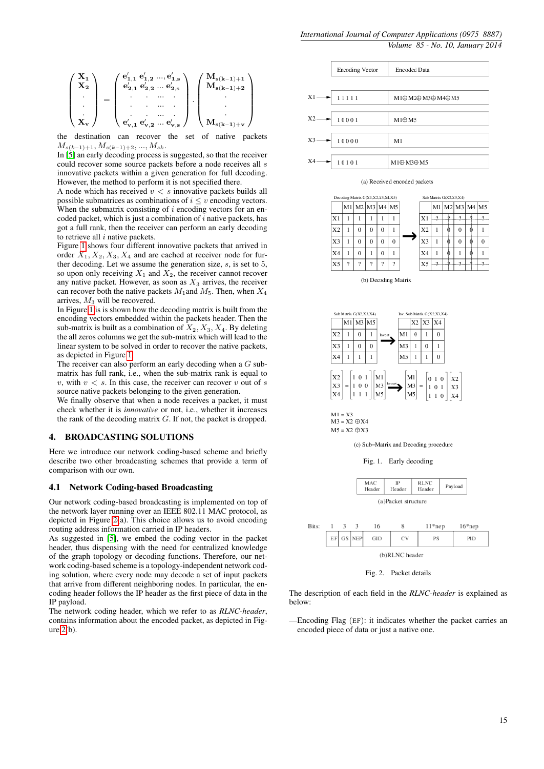$$\begin{pmatrix} \mathbf{X_1} \\ \mathbf{X_2} \\ \cdot \\ \cdot \\ \cdot \\ \mathbf{X_v} \end{pmatrix} = \begin{pmatrix} \mathbf{e}'_{\mathbf{1},\mathbf{1}} & \mathbf{e}'_{\mathbf{1},\mathbf{2}} & \dots, & \mathbf{e}'_{\mathbf{1},\mathbf{s}} \\ \mathbf{e}'_{\mathbf{2},\mathbf{1}} & \mathbf{e}'_{\mathbf{2},\mathbf{2}} & \dots & \mathbf{e}'_{\mathbf{2},\mathbf{s}} \\ \cdot & \cdot & \dots & \cdot \\ \cdot & \cdot & \dots & \cdot \\ \cdot & \cdot & \dots & \cdot \\ \mathbf{e}'_{\mathbf{v},\mathbf{1}} & \mathbf{e}'_{\mathbf{v},\mathbf{2}} & \dots & \mathbf{e}'_{\mathbf{v},\mathbf{s}} \end{pmatrix} \cdot \begin{pmatrix} \mathbf{M_{s(k-1)+1}} \\ \mathbf{M_{s(k-1)+2}} \\ \cdot \\ \cdot \\ \cdot \\ \mathbf{M_{s(k-1)+v}} \end{pmatrix}$$

the destination can recover the set of native packets $M_{s(k-1)+1}, M_{s(k-1)+2}, ..., M_{sk}$.

In [5] an early decoding process is suggested, so that the receiver could recover some source packets before a node receives all $s$ innovative packets within a given generation for full decoding. However, the method to perform it is not specified there.

A node which has received $v < s$ innovative packets builds all possible submatrices as combinations of $i \leq v$ encoding vectors. When the submatrix consisting of $i$ encoding vectors for an encoded packet, which is just a combination of $i$ native packets, has got a full rank, then the receiver can perform an early decoding to retrieve all $i$ native packets.

Figure 1 shows four different innovative packets that arrived in order $X_1, X_2, X_3, X_4$ and are cached at receiver node for further decoding. Let we assume the generation size, $s$, is set to 5, so upon only receiving $X_1$ and $X_2$, the receiver cannot recover any native packet. However, as soon as $X_3$ arrives, the receiver can recover both the native packets $M_1$and $M_5$. Then, when $X_4$ arrives, $M_3$ will be recovered.

In Figure 1 is is shown how the decoding matrix is built from the encoding vectors embedded within the packets header. Then the sub-matrix is built as a combination of $X_2, X_3, X_4$. By deleting the all zeros columns we get the sub-matrix which will lead to the linear system to be solved in order to recover the native packets, as depicted in Figure 1.

The receiver can also perform an early decoding when a $G$ sub-matrix has full rank, i.e., when the sub-matrix rank is equal to $v$, with $v < s$. In this case, the receiver can recover $v$ out of $s$ source native packets belonging to the given generation.

We finally observe that when a node receives a packet, it must check whether it is *innovative* or not, i.e., whether it increases the rank of the decoding matrix $G$. If not, the packet is dropped.

| | Encoding Vector | Encoded Data |
|---|---|---|
| X1 | 1 1 1 1 1 | M1⊕M2⊕M3⊕M4⊕M5 |
| X2 | 1 0 0 0 1 | M1⊕M5 |
| X3 | 1 0 0 0 0 | M1 |
| X4 | 1 0 1 0 1 | M1⊕M3⊕M5 |

(a) Received encoded packets

Decoding Matrix G(X1,X2,X3,X4,X5)

| | M1 | M2 | M3 | M4 | M5 |
|---|---|---|---|---|---|
| X1 | 1 | 1 | 1 | 1 | 1 |
| X2 | 1 | 0 | 0 | 0 | 1 |
| X3 | 1 | 0 | 0 | 0 | 0 |
| X4 | 1 | 0 | 1 | 0 | 1 |
| X5 | ? | ? | ? | ? | ? |

→ Sub Matrix G(X2,X3,X4)

| | M1 | M2 | M3 | M4 | M5 |
|---|---|---|---|---|---|
| X1 | ? | ? | ? | ? | ? |
| X2 | 1 | 0 | 0 | 0 | 1 |
| X3 | 1 | 0 | 0 | 0 | 0 |
| X4 | 1 | 0 | 1 | 0 | 1 |
| X5 | ? | ? | ? | ? | ? |

(b) Decoding Matrix

Sub Matrix G(X2,X3,X4)

| | M1 | M3 | M5 |
|---|---|---|---|
| X2 | 1 | 0 | 1 |
| X3 | 1 | 0 | 0 |
| X4 | 1 | 1 | 1 |

→ Invert → Inv. Sub Matrix G(X2,X3,X4)

| | X2 | X3 | X4 |
|---|---|---|---|
| M1 | 0 | 1 | 0 |
| M3 | 1 | 0 | 1 |
| M5 | 1 | 1 | 0 |

$$\begin{pmatrix} X2 \\ X3 \\ X4 \end{pmatrix} = \begin{pmatrix} 1 & 0 & 1 \\ 1 & 0 & 0 \\ 1 & 1 & 1 \end{pmatrix} \begin{pmatrix} M1 \\ M3 \\ M5 \end{pmatrix} \xrightarrow{\text{Invert}} \begin{pmatrix} M1 \\ M3 \\ M5 \end{pmatrix} = \begin{pmatrix} 0 & 1 & 0 \\ 1 & 0 & 1 \\ 1 & 1 & 0 \end{pmatrix} \begin{pmatrix} X2 \\ X3 \\ X4 \end{pmatrix}$$

M1 = X3
M3 = X2 ⊕X4
M5 = X2 ⊕X3

(c) Sub–Matrix and Decoding procedure

Fig. 1. Early decoding

## 4. BROADCASTING SOLUTIONS

Here we introduce our network coding-based scheme and briefly describe two other broadcasting schemes that provide a term of comparison with our own.

### 4.1 Network Coding-based Broadcasting

Our network coding-based broadcasting is implemented on top of the network layer running over an IEEE 802.11 MAC protocol, as depicted in Figure 2(a). This choice allows us to avoid encoding routing address information carried in IP headers.

As suggested in [5], we embed the coding vector in the packet header, thus dispensing with the need for centralized knowledge of the graph topology or decoding functions. Therefore, our network coding-based scheme is a topology-independent network coding solution, where every node may decode a set of input packets that arrive from different neighboring nodes. In particular, the encoding header follows the IP header as the first piece of data in the IP payload.

The network coding header, which we refer to as *RLNC-header*, contains information about the encoded packet, as depicted in Figure 2(b).

| MAC Header | IP Header | RLNC Header | Payload |
|---|---|---|---|

(a)Packet structure

| Bits: | 1 | 3 | 3 | 16 | 8 | 11*nep | 16*nep |
|---|---|---|---|---|---|---|---|
| | EF | GS | NEP | GID | CV | PS | PID |

(b)RLNC header

Fig. 2. Packet details

The description of each field in the *RLNC-header* is explained as below:

—Encoding Flag (EF): it indicates whether the packet carries an encoded piece of data or just a native one.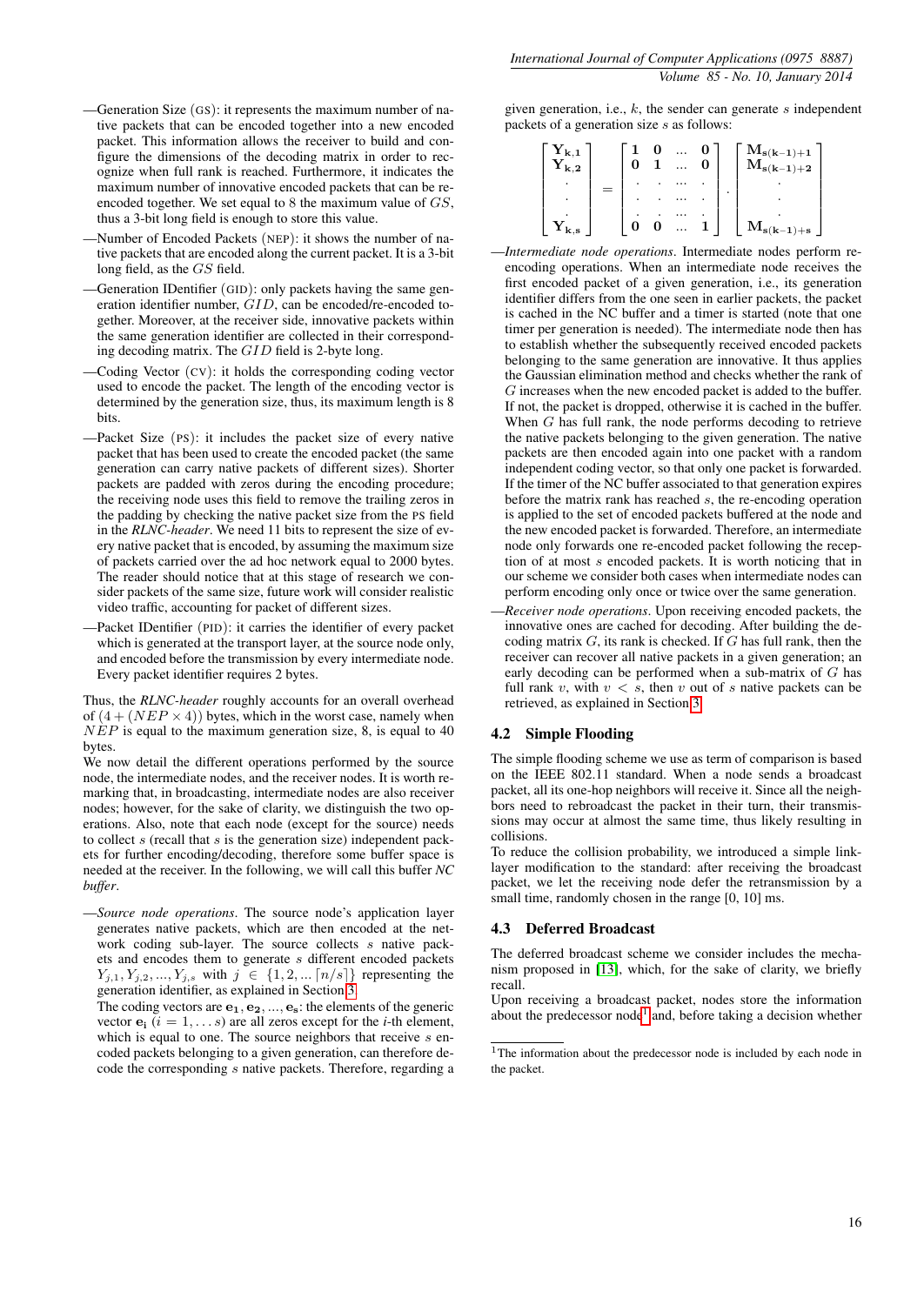—Generation Size (GS): it represents the maximum number of native packets that can be encoded together into a new encoded packet. This information allows the receiver to build and configure the dimensions of the decoding matrix in order to recognize when full rank is reached. Furthermore, it indicates the maximum number of innovative encoded packets that can be re-encoded together. We set equal to 8 the maximum value of $GS$, thus a 3-bit long field is enough to store this value.

—Number of Encoded Packets (NEP): it shows the number of native packets that are encoded along the current packet. It is a 3-bit long field, as the $GS$ field.

—Generation IDentifier (GID): only packets having the same generation identifier number, $GID$, can be encoded/re-encoded together. Moreover, at the receiver side, innovative packets within the same generation identifier are collected in their corresponding decoding matrix. The $GID$ field is 2-byte long.

—Coding Vector (CV): it holds the corresponding coding vector used to encode the packet. The length of the encoding vector is determined by the generation size, thus, its maximum length is 8 bits.

—Packet Size (PS): it includes the packet size of every native packet that has been used to create the encoded packet (the same generation can carry native packets of different sizes). Shorter packets are padded with zeros during the encoding procedure; the receiving node uses this field to remove the trailing zeros in the padding by checking the native packet size from the PS field in the ***RLNC-header***. We need 11 bits to represent the size of every native packet that is encoded, by assuming the maximum size of packets carried over the ad hoc network equal to 2000 bytes. The reader should notice that at this stage of research we consider packets of the same size, future work will consider realistic video traffic, accounting for packet of different sizes.

—Packet IDentifier (PID): it carries the identifier of every packet which is generated at the transport layer, at the source node only, and encoded before the transmission by every intermediate node. Every packet identifier requires 2 bytes.

Thus, the ***RLNC-header*** roughly accounts for an overall overhead of $(4 + (NEP \times 4))$ bytes, which in the worst case, namely when $NEP$ is equal to the maximum generation size, 8, is equal to 40 bytes.

We now detail the different operations performed by the source node, the intermediate nodes, and the receiver nodes. It is worth remarking that, in broadcasting, intermediate nodes are also receiver nodes; however, for the sake of clarity, we distinguish the two operations. Also, note that each node (except for the source) needs to collect $s$ (recall that $s$ is the generation size) independent packets for further encoding/decoding, therefore some buffer space is needed at the receiver. In the following, we will call this buffer *NC buffer*.

—*Source node operations*. The source node's application layer generates native packets, which are then encoded at the network coding sub-layer. The source collects $s$ native packets and encodes them to generate $s$ different encoded packets $Y_{j,1}, Y_{j,2}, ..., Y_{j,s}$ with $j \in \{1, 2, ... \lceil n/s \rceil\}$ representing the generation identifier, as explained in Section 3.
The coding vectors are $\mathbf{e_1}, \mathbf{e_2}, ..., \mathbf{e_s}$: the elements of the generic vector $\mathbf{e_i}$ ($i = 1, \ldots s$) are all zeros except for the $i$-th element, which is equal to one. The source neighbors that receive $s$ encoded packets belonging to a given generation, can therefore decode the corresponding $s$ native packets. Therefore, regarding a given generation, i.e., $k$, the sender can generate $s$ independent packets of a generation size $s$ as follows:

$$\begin{bmatrix} \mathbf{Y_{k,1}} \\ \mathbf{Y_{k,2}} \\ \cdot \\ \cdot \\ \mathbf{Y_{k,s}} \end{bmatrix} = \begin{bmatrix} \mathbf{1} & \mathbf{0} & \ldots & \mathbf{0} \\ \mathbf{0} & \mathbf{1} & \ldots & \mathbf{0} \\ \cdot & \cdot & \ldots & \cdot \\ \cdot & \cdot & \ldots & \cdot \\ \cdot & \cdot & \ldots & \cdot \\ \mathbf{0} & \mathbf{0} & \ldots & \mathbf{1} \end{bmatrix} \cdot \begin{bmatrix} \mathbf{M_{s(k-1)+1}} \\ \mathbf{M_{s(k-1)+2}} \\ \cdot \\ \cdot \\ \mathbf{M_{s(k-1)+s}} \end{bmatrix}$$

—*Intermediate node operations*. Intermediate nodes perform re-encoding operations. When an intermediate node receives the first encoded packet of a given generation, i.e., its generation identifier differs from the one seen in earlier packets, the packet is cached in the NC buffer and a timer is started (note that one timer per generation is needed). The intermediate node then has to establish whether the subsequently received encoded packets belonging to the same generation are innovative. It thus applies the Gaussian elimination method and checks whether the rank of $G$ increases when the new encoded packet is added to the buffer. If not, the packet is dropped, otherwise it is cached in the buffer. When $G$ has full rank, the node performs decoding to retrieve the native packets belonging to the given generation. The native packets are then encoded again into one packet with a random independent coding vector, so that only one packet is forwarded. If the timer of the NC buffer associated to that generation expires before the matrix rank has reached $s$, the re-encoding operation is applied to the set of encoded packets buffered at the node and the new encoded packet is forwarded. Therefore, an intermediate node only forwards one re-encoded packet following the reception of at most $s$ encoded packets. It is worth noticing that in our scheme we consider both cases when intermediate nodes can perform encoding only once or twice over the same generation.

—*Receiver node operations*. Upon receiving encoded packets, the innovative ones are cached for decoding. After building the decoding matrix $G$, its rank is checked. If $G$ has full rank, then the receiver can recover all native packets in a given generation; an early decoding can be performed when a sub-matrix of $G$ has full rank $v$, with $v < s$, then $v$ out of $s$ native packets can be retrieved, as explained in Section 3.

### 4.2 Simple Flooding

The simple flooding scheme we use as term of comparison is based on the IEEE 802.11 standard. When a node sends a broadcast packet, all its one-hop neighbors will receive it. Since all the neighbors need to rebroadcast the packet in their turn, their transmissions may occur at almost the same time, thus likely resulting in collisions.

To reduce the collision probability, we introduced a simple link-layer modification to the standard: after receiving the broadcast packet, we let the receiving node defer the retransmission by a small time, randomly chosen in the range [0, 10] ms.

### 4.3 Deferred Broadcast

The deferred broadcast scheme we consider includes the mechanism proposed in [13], which, for the sake of clarity, we briefly recall.

Upon receiving a broadcast packet, nodes store the information about the predecessor node[1] and, before taking a decision whether

[1] The information about the predecessor node is included by each node in the packet.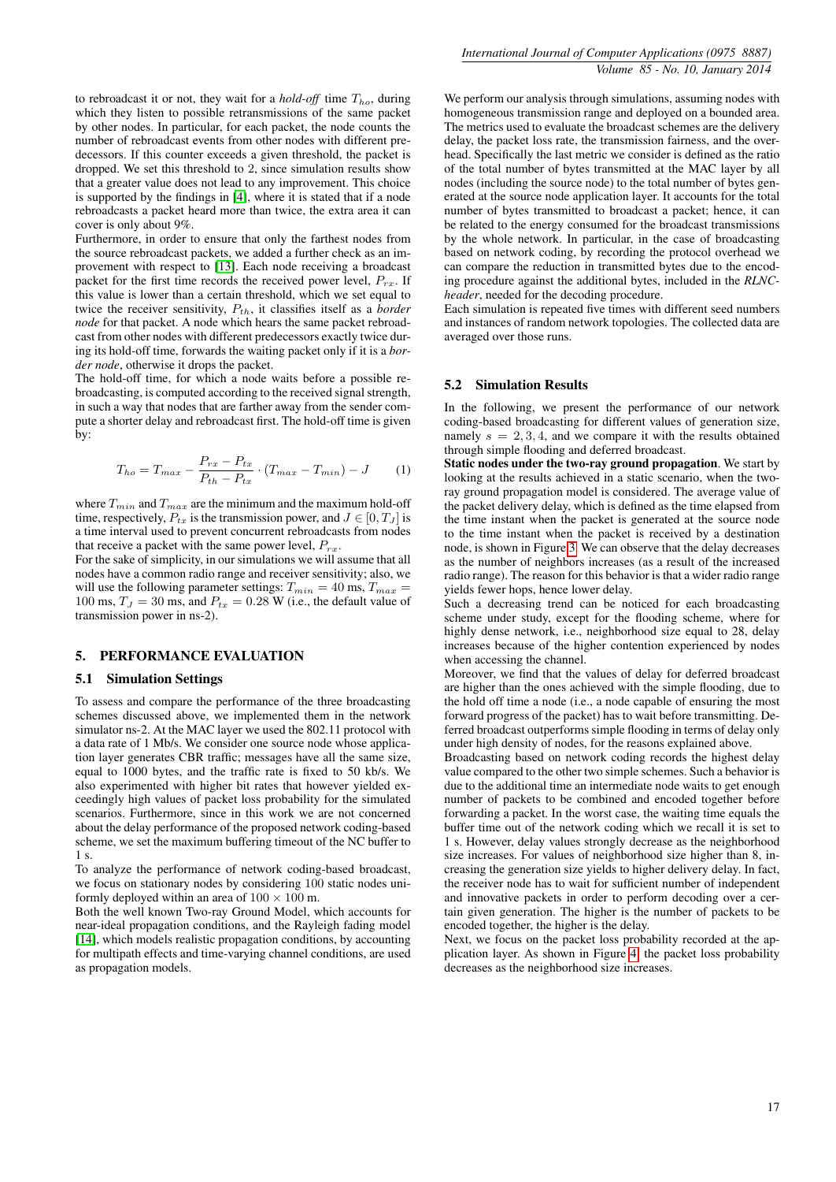to rebroadcast it or not, they wait for a *hold-off* time $T_{ho}$, during which they listen to possible retransmissions of the same packet by other nodes. In particular, for each packet, the node counts the number of rebroadcast events from other nodes with different predecessors. If this counter exceeds a given threshold, the packet is dropped. We set this threshold to 2, since simulation results show that a greater value does not lead to any improvement. This choice is supported by the findings in [4], where it is stated that if a node rebroadcasts a packet heard more than twice, the extra area it can cover is only about 9%.

Furthermore, in order to ensure that only the farthest nodes from the source rebroadcast packets, we added a further check as an improvement with respect to [13]. Each node receiving a broadcast packet for the first time records the received power level, $P_{rx}$. If this value is lower than a certain threshold, which we set equal to twice the receiver sensitivity, $P_{th}$, it classifies itself as a *border node* for that packet. A node which hears the same packet rebroadcast from other nodes with different predecessors exactly twice during its hold-off time, forwards the waiting packet only if it is a *border node*, otherwise it drops the packet.

The hold-off time, for which a node waits before a possible rebroadcasting, is computed according to the received signal strength, in such a way that nodes that are farther away from the sender compute a shorter delay and rebroadcast first. The hold-off time is given by:

$$T_{ho} = T_{max} - \frac{P_{rx} - P_{tx}}{P_{th} - P_{tx}} \cdot (T_{max} - T_{min}) - J \qquad (1)$$

where $T_{min}$ and $T_{max}$ are the minimum and the maximum hold-off time, respectively, $P_{tx}$ is the transmission power, and $J \in [0, T_J]$ is a time interval used to prevent concurrent rebroadcasts from nodes that receive a packet with the same power level, $P_{rx}$.

For the sake of simplicity, in our simulations we will assume that all nodes have a common radio range and receiver sensitivity; also, we will use the following parameter settings: $T_{min} = 40$ ms, $T_{max} = 100$ ms, $T_J = 30$ ms, and $P_{tx} = 0.28$ W (i.e., the default value of transmission power in ns-2).

## 5. PERFORMANCE EVALUATION

### 5.1 Simulation Settings

To assess and compare the performance of the three broadcasting schemes discussed above, we implemented them in the network simulator ns-2. At the MAC layer we used the 802.11 protocol with a data rate of 1 Mb/s. We consider one source node whose application layer generates CBR traffic; messages have all the same size, equal to 1000 bytes, and the traffic rate is fixed to 50 kb/s. We also experimented with higher bit rates that however yielded exceedingly high values of packet loss probability for the simulated scenarios. Furthermore, since in this work we are not concerned about the delay performance of the proposed network coding-based scheme, we set the maximum buffering timeout of the NC buffer to 1 s.

To analyze the performance of network coding-based broadcast, we focus on stationary nodes by considering 100 static nodes uniformly deployed within an area of $100 \times 100$ m.

Both the well known Two-ray Ground Model, which accounts for near-ideal propagation conditions, and the Rayleigh fading model [14], which models realistic propagation conditions, by accounting for multipath effects and time-varying channel conditions, are used as propagation models.

We perform our analysis through simulations, assuming nodes with homogeneous transmission range and deployed on a bounded area. The metrics used to evaluate the broadcast schemes are the delivery delay, the packet loss rate, the transmission fairness, and the overhead. Specifically the last metric we consider is defined as the ratio of the total number of bytes transmitted at the MAC layer by all nodes (including the source node) to the total number of bytes generated at the source node application layer. It accounts for the total number of bytes transmitted to broadcast a packet; hence, it can be related to the energy consumed for the broadcast transmissions by the whole network. In particular, in the case of broadcasting based on network coding, by recording the protocol overhead we can compare the reduction in transmitted bytes due to the encoding procedure against the additional bytes, included in the *RLNC-header*, needed for the decoding procedure.

Each simulation is repeated five times with different seed numbers and instances of random network topologies. The collected data are averaged over those runs.

### 5.2 Simulation Results

In the following, we present the performance of our network coding-based broadcasting for different values of generation size, namely $s = 2, 3, 4$, and we compare it with the results obtained through simple flooding and deferred broadcast.

**Static nodes under the two-ray ground propagation**. We start by looking at the results achieved in a static scenario, when the two-ray ground propagation model is considered. The average value of the packet delivery delay, which is defined as the time elapsed from the time instant when the packet is generated at the source node to the time instant when the packet is received by a destination node, is shown in Figure 3. We can observe that the delay decreases as the number of neighbors increases (as a result of the increased radio range). The reason for this behavior is that a wider radio range yields fewer hops, hence lower delay.

Such a decreasing trend can be noticed for each broadcasting scheme under study, except for the flooding scheme, where for highly dense network, i.e., neighborhood size equal to 28, delay increases because of the higher contention experienced by nodes when accessing the channel.

Moreover, we find that the values of delay for deferred broadcast are higher than the ones achieved with the simple flooding, due to the hold off time a node (i.e., a node capable of ensuring the most forward progress of the packet) has to wait before transmitting. Deferred broadcast outperforms simple flooding in terms of delay only under high density of nodes, for the reasons explained above.

Broadcasting based on network coding records the highest delay value compared to the other two simple schemes. Such a behavior is due to the additional time an intermediate node waits to get enough number of packets to be combined and encoded together before forwarding a packet. In the worst case, the waiting time equals the buffer time out of the network coding which we recall it is set to 1 s. However, delay values strongly decrease as the neighborhood size increases. For values of neighborhood size higher than 8, increasing the generation size yields to higher delivery delay. In fact, the receiver node has to wait for sufficient number of independent and innovative packets in order to perform decoding over a certain given generation. The higher is the number of packets to be encoded together, the higher is the delay.

Next, we focus on the packet loss probability recorded at the application layer. As shown in Figure 4, the packet loss probability decreases as the neighborhood size increases.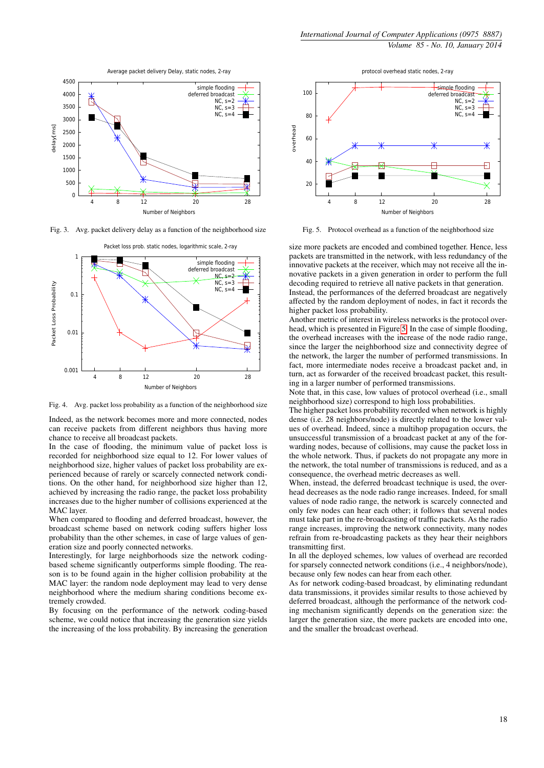Fig. 3. Avg. packet delivery delay as a function of the neighborhood size

Fig. 4. Avg. packet loss probability as a function of the neighborhood size

Indeed, as the network becomes more and more connected, nodes can receive packets from different neighbors thus having more chance to receive all broadcast packets.

In the case of flooding, the minimum value of packet loss is recorded for neighborhood size equal to 12. For lower values of neighborhood size, higher values of packet loss probability are experienced because of rarely or scarcely connected network conditions. On the other hand, for neighborhood size higher than 12, achieved by increasing the radio range, the packet loss probability increases due to the higher number of collisions experienced at the MAC layer.

When compared to flooding and deferred broadcast, however, the broadcast scheme based on network coding suffers higher loss probability than the other schemes, in case of large values of generation size and poorly connected networks.

Interestingly, for large neighborhoods size the network coding-based scheme significantly outperforms simple flooding. The reason is to be found again in the higher collision probability at the MAC layer: the random node deployment may lead to very dense neighborhood where the medium sharing conditions become extremely crowded.

By focusing on the performance of the network coding-based scheme, we could notice that increasing the generation size yields the increasing of the loss probability. By increasing the generation size more packets are encoded and combined together. Hence, less packets are transmitted in the network, with less redundancy of the innovative packets at the receiver, which may not receive all the innovative packets in a given generation in order to perform the full decoding required to retrieve all native packets in that generation. Instead, the performances of the deferred broadcast are negatively affected by the random deployment of nodes, in fact it records the higher packet loss probability.

Another metric of interest in wireless networks is the protocol overhead, which is presented in Figure 5. In the case of simple flooding, the overhead increases with the increase of the node radio range, since the larger the neighborhood size and connectivity degree of the network, the larger the number of performed transmissions. In fact, more intermediate nodes receive a broadcast packet and, in turn, act as forwarder of the received broadcast packet, this resulting in a larger number of performed transmissions.

Note that, in this case, low values of protocol overhead (i.e., small neighborhood size) correspond to high loss probabilities.

The higher packet loss probability recorded when network is highly dense (i.e. 28 neighbors/node) is directly related to the lower values of overhead. Indeed, since a multihop propagation occurs, the unsuccessful transmission of a broadcast packet at any of the forwarding nodes, because of collisions, may cause the packet loss in the whole network. Thus, if packets do not propagate any more in the network, the total number of transmissions is reduced, and as a consequence, the overhead metric decreases as well.

When, instead, the deferred broadcast technique is used, the overhead decreases as the node radio range increases. Indeed, for small values of node radio range, the network is scarcely connected and only few nodes can hear each other; it follows that several nodes must take part in the re-broadcasting of traffic packets. As the radio range increases, improving the network connectivity, many nodes refrain from re-broadcasting packets as they hear their neighbors transmitting first.

In all the deployed schemes, low values of overhead are recorded for sparsely connected network conditions (i.e., 4 neighbors/node), because only few nodes can hear from each other.

As for network coding-based broadcast, by eliminating redundant data transmissions, it provides similar results to those achieved by deferred broadcast, although the performance of the network coding mechanism significantly depends on the generation size: the larger the generation size, the more packets are encoded into one, and the smaller the broadcast overhead.

Fig. 5. Protocol overhead as a function of the neighborhood size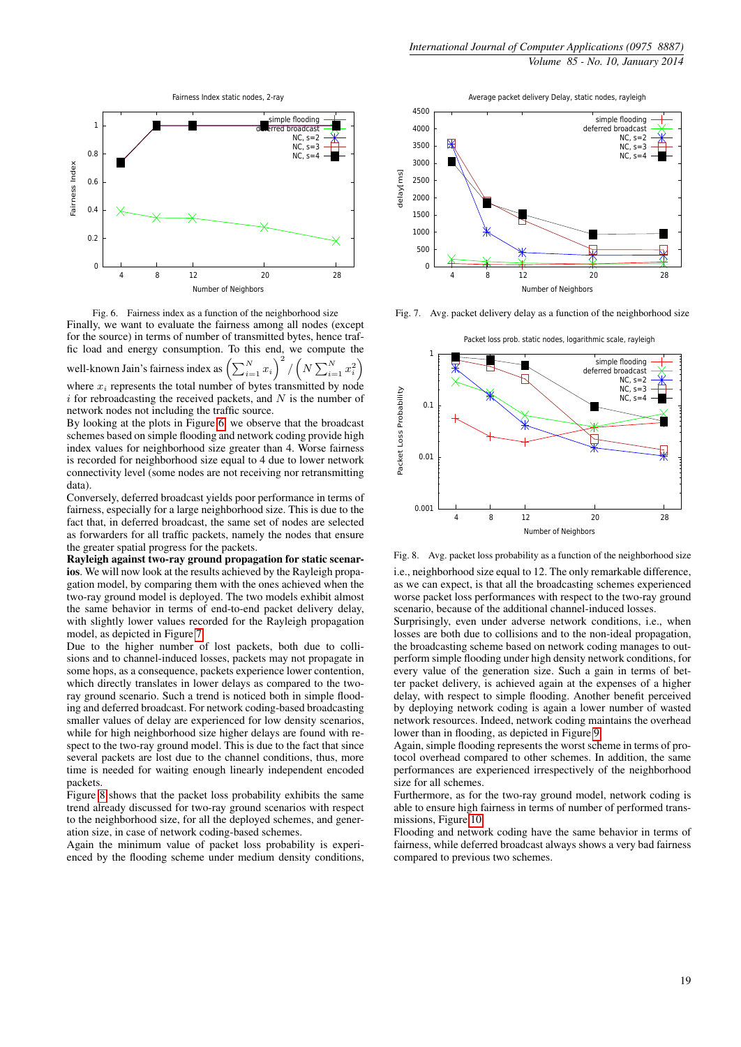Fig. 6. Fairness index as a function of the neighborhood size

Finally, we want to evaluate the fairness among all nodes (except for the source) in terms of number of transmitted bytes, hence traffic load and energy consumption. To this end, we compute the well-known Jain's fairness index as $\left(\sum_{i=1}^{N} x_i\right)^2 / \left(N \sum_{i=1}^{N} x_i^2\right)$ where $x_i$ represents the total number of bytes transmitted by node $i$ for rebroadcasting the received packets, and $N$ is the number of network nodes not including the traffic source.

By looking at the plots in Figure 6, we observe that the broadcast schemes based on simple flooding and network coding provide high index values for neighborhood size greater than 4. Worse fairness is recorded for neighborhood size equal to 4 due to lower network connectivity level (some nodes are not receiving nor retransmitting data).

Conversely, deferred broadcast yields poor performance in terms of fairness, especially for a large neighborhood size. This is due to the fact that, in deferred broadcast, the same set of nodes are selected as forwarders for all traffic packets, namely the nodes that ensure the greater spatial progress for the packets.

**Rayleigh against two-ray ground propagation for static scenarios**. We will now look at the results achieved by the Rayleigh propagation model, by comparing them with the ones achieved when the two-ray ground model is deployed. The two models exhibit almost the same behavior in terms of end-to-end packet delivery delay, with slightly lower values recorded for the Rayleigh propagation model, as depicted in Figure 7.

Due to the higher number of lost packets, both due to collisions and to channel-induced losses, packets may not propagate in some hops, as a consequence, packets experience lower contention, which directly translates in lower delays as compared to the two-ray ground scenario. Such a trend is noticed both in simple flooding and deferred broadcast. For network coding-based broadcasting smaller values of delay are experienced for low density scenarios, while for high neighborhood size higher delays are found with respect to the two-ray ground model. This is due to the fact that since several packets are lost due to the channel conditions, thus, more time is needed for waiting enough linearly independent encoded packets.

Figure 8 shows that the packet loss probability exhibits the same trend already discussed for two-ray ground scenarios with respect to the neighborhood size, for all the deployed schemes, and generation size, in case of network coding-based schemes.

Again the minimum value of packet loss probability is experienced by the flooding scheme under medium density conditions,

Fig. 7. Avg. packet delivery delay as a function of the neighborhood size

Fig. 8. Avg. packet loss probability as a function of the neighborhood size

i.e., neighborhood size equal to 12. The only remarkable difference, as we can expect, is that all the broadcasting schemes experienced worse packet loss performances with respect to the two-ray ground scenario, because of the additional channel-induced losses.

Surprisingly, even under adverse network conditions, i.e., when losses are both due to collisions and to the non-ideal propagation, the broadcasting scheme based on network coding manages to outperform simple flooding under high density network conditions, for every value of the generation size. Such a gain in terms of better packet delivery, is achieved again at the expenses of a higher delay, with respect to simple flooding. Another benefit perceived by deploying network coding is again a lower number of wasted network resources. Indeed, network coding maintains the overhead lower than in flooding, as depicted in Figure 9.

Again, simple flooding represents the worst scheme in terms of protocol overhead compared to other schemes. In addition, the same performances are experienced irrespectively of the neighborhood size for all schemes.

Furthermore, as for the two-ray ground model, network coding is able to ensure high fairness in terms of number of performed transmissions, Figure 10.

Flooding and network coding have the same behavior in terms of fairness, while deferred broadcast always shows a very bad fairness compared to previous two schemes.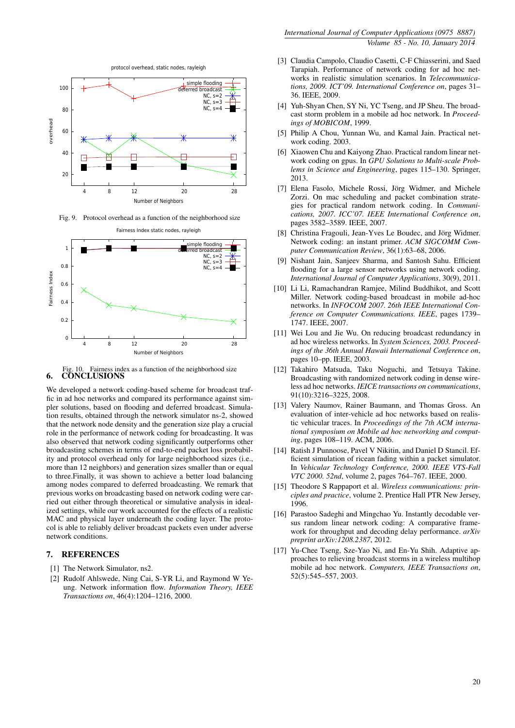protocol overhead, static nodes, rayleigh

overhead

100
80
60
40
20

4 8 12 20 28

Number of Neighbors

simple flooding
deferred broadcast
NC, s=2
NC, s=3
NC, s=4

Fig. 9. Protocol overhead as a function of the neighborhood size

Fairness Index static nodes, rayleigh

Fairness Index

1
0.8
0.6
0.4
0.2
0

4 8 12 20 28

Number of Neighbors

simple flooding
deferred broadcast
NC, s=2
NC, s=3
NC, s=4

Fig. 10. Fairness index as a function of the neighborhood size

## 6. CONCLUSIONS

We developed a network coding-based scheme for broadcast traffic in ad hoc networks and compared its performance against simpler solutions, based on flooding and deferred broadcast. Simulation results, obtained through the network simulator ns-2, showed that the network node density and the generation size play a crucial role in the performance of network coding for broadcasting. It was also observed that network coding significantly outperforms other broadcasting schemes in terms of end-to-end packet loss probability and protocol overhead only for large neighborhood sizes (i.e., more than 12 neighbors) and generation sizes smaller than or equal to three.Finally, it was shown to achieve a better load balancing among nodes compared to deferred broadcasting. We remark that previous works on broadcasting based on network coding were carried out either through theoretical or simulative analysis in idealized settings, while our work accounted for the effects of a realistic MAC and physical layer underneath the coding layer. The protocol is able to reliably deliver broadcast packets even under adverse network conditions.

## 7. REFERENCES

[1] The Network Simulator, ns2.

[2] Rudolf Ahlswede, Ning Cai, S-YR Li, and Raymond W Yeung. Network information flow. *Information Theory, IEEE Transactions on*, 46(4):1204–1216, 2000.

[3] Claudia Campolo, Claudio Casetti, C-F Chiasserini, and Saed Tarapiah. Performance of network coding for ad hoc networks in realistic simulation scenarios. In *Telecommunications, 2009. ICT'09. International Conference on*, pages 31–36. IEEE, 2009.

[4] Yuh-Shyan Chen, SY Ni, YC Tseng, and JP Sheu. The broadcast storm problem in a mobile ad hoc network. In *Proceedings of MOBICOM*, 1999.

[5] Philip A Chou, Yunnan Wu, and Kamal Jain. Practical network coding. 2003.

[6] Xiaowen Chu and Kaiyong Zhao. Practical random linear network coding on gpus. In *GPU Solutions to Multi-scale Problems in Science and Engineering*, pages 115–130. Springer, 2013.

[7] Elena Fasolo, Michele Rossi, Jörg Widmer, and Michele Zorzi. On mac scheduling and packet combination strategies for practical random network coding. In *Communications, 2007. ICC'07. IEEE International Conference on*, pages 3582–3589. IEEE, 2007.

[8] Christina Fragouli, Jean-Yves Le Boudec, and Jörg Widmer. Network coding: an instant primer. *ACM SIGCOMM Computer Communication Review*, 36(1):63–68, 2006.

[9] Nishant Jain, Sanjeev Sharma, and Santosh Sahu. Efficient flooding for a large sensor networks using network coding. *International Journal of Computer Applications*, 30(9), 2011.

[10] Li Li, Ramachandran Ramjee, Milind Buddhikot, and Scott Miller. Network coding-based broadcast in mobile ad-hoc networks. In *INFOCOM 2007. 26th IEEE International Conference on Computer Communications. IEEE*, pages 1739–1747. IEEE, 2007.

[11] Wei Lou and Jie Wu. On reducing broadcast redundancy in ad hoc wireless networks. In *System Sciences, 2003. Proceedings of the 36th Annual Hawaii International Conference on*, pages 10–pp. IEEE, 2003.

[12] Takahiro Matsuda, Taku Noguchi, and Tetsuya Takine. Broadcasting with randomized network coding in dense wireless ad hoc networks. *IEICE transactions on communications*, 91(10):3216–3225, 2008.

[13] Valery Naumov, Rainer Baumann, and Thomas Gross. An evaluation of inter-vehicle ad hoc networks based on realistic vehicular traces. In *Proceedings of the 7th ACM international symposium on Mobile ad hoc networking and computing*, pages 108–119. ACM, 2006.

[14] Ratish J Punnoose, Pavel V Nikitin, and Daniel D Stancil. Efficient simulation of ricean fading within a packet simulator. In *Vehicular Technology Conference, 2000. IEEE VTS-Fall VTC 2000. 52nd*, volume 2, pages 764–767. IEEE, 2000.

[15] Theodore S Rappaport et al. *Wireless communications: principles and practice*, volume 2. Prentice Hall PTR New Jersey, 1996.

[16] Parastoo Sadeghi and Mingchao Yu. Instantly decodable versus random linear network coding: A comparative framework for throughput and decoding delay performance. *arXiv preprint arXiv:1208.2387*, 2012.

[17] Yu-Chee Tseng, Sze-Yao Ni, and En-Yu Shih. Adaptive approaches to relieving broadcast storms in a wireless multihop mobile ad hoc network. *Computers, IEEE Transactions on*, 52(5):545–557, 2003.